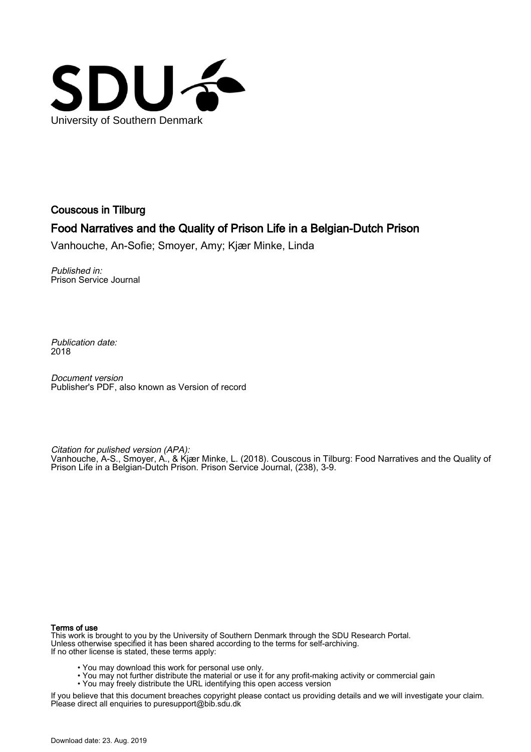University of Southern Denmark

# Couscous in Tilburg

## Food Narratives and the Quality of Prison Life in a Belgian-Dutch Prison

Vanhouche, An-Sofie; Smoyer, Amy; Kjær Minke, Linda

*Published in:*
Prison Service Journal

*Publication date:*
2018

*Document version*
Publisher's PDF, also known as Version of record

*Citation for pulished version (APA):*
Vanhouche, A-S., Smoyer, A., & Kjær Minke, L. (2018). Couscous in Tilburg: Food Narratives and the Quality of Prison Life in a Belgian-Dutch Prison. Prison Service Journal, (238), 3-9.

**Terms of use**
This work is brought to you by the University of Southern Denmark through the SDU Research Portal.
Unless otherwise specified it has been shared according to the terms for self-archiving.
If no other license is stated, these terms apply:

- You may download this work for personal use only.
- You may not further distribute the material or use it for any profit-making activity or commercial gain
- You may freely distribute the URL identifying this open access version

If you believe that this document breaches copyright please contact us providing details and we will investigate your claim.
Please direct all enquiries to puresupport@bib.sdu.dk

Download date: 23. Aug. 2019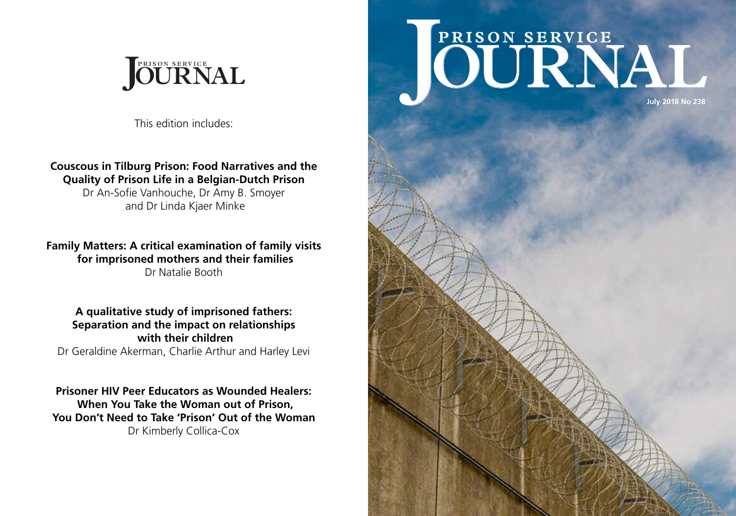# PRISON SERVICE JOURNAL

This edition includes:

**Couscous in Tilburg Prison: Food Narratives and the Quality of Prison Life in a Belgian-Dutch Prison**
Dr An-Sofie Vanhouche, Dr Amy B. Smoyer and Dr Linda Kjaer Minke

**Family Matters: A critical examination of family visits for imprisoned mothers and their families**
Dr Natalie Booth

**A qualitative study of imprisoned fathers: Separation and the impact on relationships with their children**
Dr Geraldine Akerman, Charlie Arthur and Harley Levi

**Prisoner HIV Peer Educators as Wounded Healers: When You Take the Woman out of Prison, You Don't Need to Take 'Prison' Out of the Woman**
Dr Kimberly Collica-Cox

# PRISON SERVICE JOURNAL

July 2018 No 238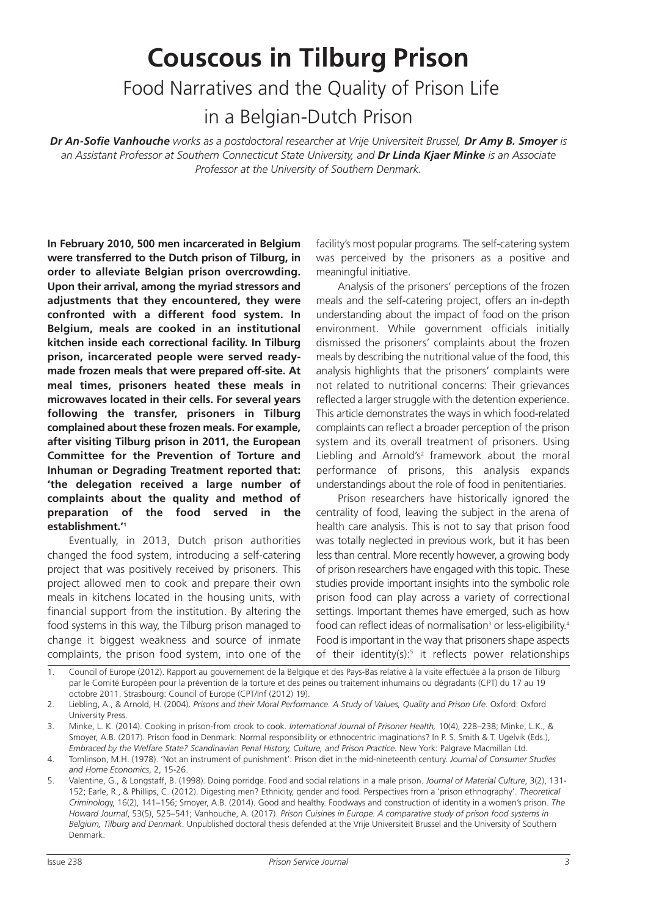# Couscous in Tilburg Prison

## Food Narratives and the Quality of Prison Life in a Belgian-Dutch Prison

***Dr An-Sofie Vanhouche** works as a postdoctoral researcher at Vrije Universiteit Brussel, **Dr Amy B. Smoyer** is an Assistant Professor at Southern Connecticut State University, and **Dr Linda Kjaer Minke** is an Associate Professor at the University of Southern Denmark.*

**In February 2010, 500 men incarcerated in Belgium were transferred to the Dutch prison of Tilburg, in order to alleviate Belgian prison overcrowding. Upon their arrival, among the myriad stressors and adjustments that they encountered, they were confronted with a different food system. In Belgium, meals are cooked in an institutional kitchen inside each correctional facility. In Tilburg prison, incarcerated people were served ready-made frozen meals that were prepared off-site. At meal times, prisoners heated these meals in microwaves located in their cells. For several years following the transfer, prisoners in Tilburg complained about these frozen meals. For example, after visiting Tilburg prison in 2011, the European Committee for the Prevention of Torture and Inhuman or Degrading Treatment reported that: 'the delegation received a large number of complaints about the quality and method of preparation of the food served in the establishment.'[1]**

Eventually, in 2013, Dutch prison authorities changed the food system, introducing a self-catering project that was positively received by prisoners. This project allowed men to cook and prepare their own meals in kitchens located in the housing units, with financial support from the institution. By altering the food systems in this way, the Tilburg prison managed to change it biggest weakness and source of inmate complaints, the prison food system, into one of the facility's most popular programs. The self-catering system was perceived by the prisoners as a positive and meaningful initiative.

Analysis of the prisoners' perceptions of the frozen meals and the self-catering project, offers an in-depth understanding about the impact of food on the prison environment. While government officials initially dismissed the prisoners' complaints about the frozen meals by describing the nutritional value of the food, this analysis highlights that the prisoners' complaints were not related to nutritional concerns: Their grievances reflected a larger struggle with the detention experience. This article demonstrates the ways in which food-related complaints can reflect a broader perception of the prison system and its overall treatment of prisoners. Using Liebling and Arnold's[2] framework about the moral performance of prisons, this analysis expands understandings about the role of food in penitentiaries.

Prison researchers have historically ignored the centrality of food, leaving the subject in the arena of health care analysis. This is not to say that prison food was totally neglected in previous work, but it has been less than central. More recently however, a growing body of prison researchers have engaged with this topic. These studies provide important insights into the symbolic role prison food can play across a variety of correctional settings. Important themes have emerged, such as how food can reflect ideas of normalisation[3] or less-eligibility.[4] Food is important in the way that prisoners shape aspects of their identity(s):[5] it reflects power relationships

1. Council of Europe (2012). Rapport au gouvernement de la Belgique et des Pays-Bas relative à la visite effectuée à la prison de Tilburg par le Comité Européen pour la prévention de la torture et des peines ou traitement inhumains ou dégradants (CPT) du 17 au 19 octobre 2011. Strasbourg: Council of Europe (CPT/Inf (2012) 19).
2. Liebling, A., & Arnold, H. (2004). *Prisons and their Moral Performance. A Study of Values, Quality and Prison Life*. Oxford: Oxford University Press.
3. Minke, L. K. (2014). Cooking in prison-from crook to cook. *International Journal of Prisoner Health,* 10(4), 228–238; Minke, L.K., & Smoyer, A.B. (2017). Prison food in Denmark: Normal responsibility or ethnocentric imaginations? In P. S. Smith & T. Ugelvik (Eds.), *Embraced by the Welfare State? Scandinavian Penal History, Culture, and Prison Practice.* New York: Palgrave Macmillan Ltd.
4. Tomlinson, M.H. (1978). 'Not an instrument of punishment': Prison diet in the mid-nineteenth century. *Journal of Consumer Studies and Home Economics*, 2, 15-26.
5. Valentine, G., & Longstaff, B. (1998). Doing porridge. Food and social relations in a male prison. *Journal of Material Culture*, 3(2), 131-152; Earle, R., & Phillips, C. (2012). Digesting men? Ethnicity, gender and food. Perspectives from a 'prison ethnography'. *Theoretical Criminology*, 16(2), 141–156; Smoyer, A.B. (2014). Good and healthy. Foodways and construction of identity in a women's prison. *The Howard Journal*, 53(5), 525–541; Vanhouche, A. (2017). *Prison Cuisines in Europe. A comparative study of prison food systems in Belgium, Tilburg and Denmark*. Unpublished doctoral thesis defended at the Vrije Universiteit Brussel and the University of Southern Denmark.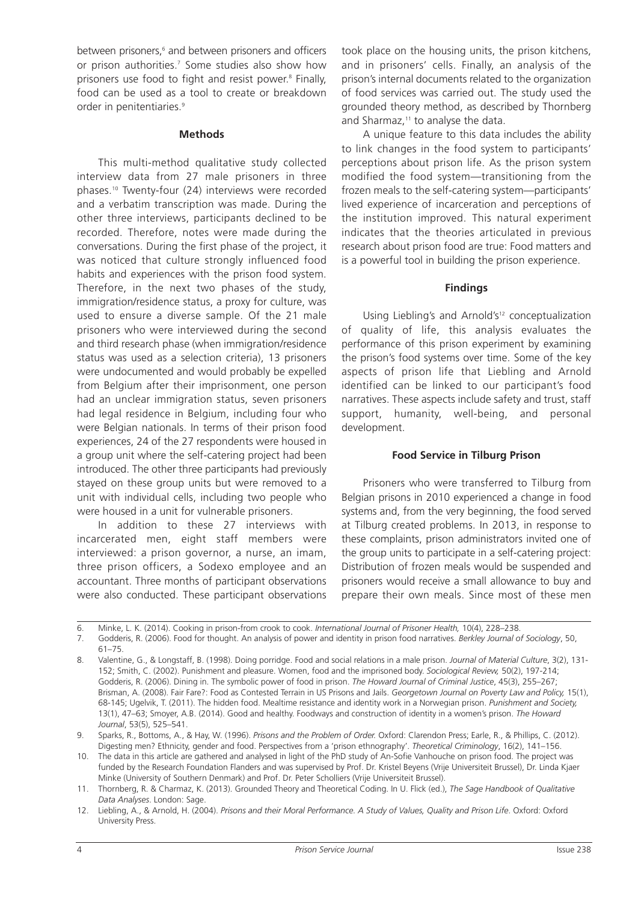between prisoners,[6] and between prisoners and officers or prison authorities.[7] Some studies also show how prisoners use food to fight and resist power.[8] Finally, food can be used as a tool to create or breakdown order in penitentiaries.[9]

## Methods

This multi-method qualitative study collected interview data from 27 male prisoners in three phases.[10] Twenty-four (24) interviews were recorded and a verbatim transcription was made. During the other three interviews, participants declined to be recorded. Therefore, notes were made during the conversations. During the first phase of the project, it was noticed that culture strongly influenced food habits and experiences with the prison food system. Therefore, in the next two phases of the study, immigration/residence status, a proxy for culture, was used to ensure a diverse sample. Of the 21 male prisoners who were interviewed during the second and third research phase (when immigration/residence status was used as a selection criteria), 13 prisoners were undocumented and would probably be expelled from Belgium after their imprisonment, one person had an unclear immigration status, seven prisoners had legal residence in Belgium, including four who were Belgian nationals. In terms of their prison food experiences, 24 of the 27 respondents were housed in a group unit where the self-catering project had been introduced. The other three participants had previously stayed on these group units but were removed to a unit with individual cells, including two people who were housed in a unit for vulnerable prisoners.

In addition to these 27 interviews with incarcerated men, eight staff members were interviewed: a prison governor, a nurse, an imam, three prison officers, a Sodexo employee and an accountant. Three months of participant observations were also conducted. These participant observations took place on the housing units, the prison kitchens, and in prisoners' cells. Finally, an analysis of the prison's internal documents related to the organization of food services was carried out. The study used the grounded theory method, as described by Thornberg and Sharmaz,[11] to analyse the data.

A unique feature to this data includes the ability to link changes in the food system to participants' perceptions about prison life. As the prison system modified the food system—transitioning from the frozen meals to the self-catering system—participants' lived experience of incarceration and perceptions of the institution improved. This natural experiment indicates that the theories articulated in previous research about prison food are true: Food matters and is a powerful tool in building the prison experience.

## Findings

Using Liebling's and Arnold's[12] conceptualization of quality of life, this analysis evaluates the performance of this prison experiment by examining the prison's food systems over time. Some of the key aspects of prison life that Liebling and Arnold identified can be linked to our participant's food narratives. These aspects include safety and trust, staff support, humanity, well-being, and personal development.

### Food Service in Tilburg Prison

Prisoners who were transferred to Tilburg from Belgian prisons in 2010 experienced a change in food systems and, from the very beginning, the food served at Tilburg created problems. In 2013, in response to these complaints, prison administrators invited one of the group units to participate in a self-catering project: Distribution of frozen meals would be suspended and prisoners would receive a small allowance to buy and prepare their own meals. Since most of these men

---

6. Minke, L. K. (2014). Cooking in prison-from crook to cook. *International Journal of Prisoner Health,* 10(4), 228–238.
7. Godderis, R. (2006). Food for thought. An analysis of power and identity in prison food narratives. *Berkley Journal of Sociology*, 50, 61–75.
8. Valentine, G., & Longstaff, B. (1998). Doing porridge. Food and social relations in a male prison. *Journal of Material Culture*, 3(2), 131-152; Smith, C. (2002). Punishment and pleasure. Women, food and the imprisoned body. *Sociological Review,* 50(2), 197-214; Godderis, R. (2006). Dining in. The symbolic power of food in prison. *The Howard Journal of Criminal Justice*, 45(3), 255–267; Brisman, A. (2008). Fair Fare?: Food as Contested Terrain in US Prisons and Jails. *Georgetown Journal on Poverty Law and Policy,* 15(1), 68-145; Ugelvik, T. (2011). The hidden food. Mealtime resistance and identity work in a Norwegian prison. *Punishment and Society,* 13(1), 47–63; Smoyer, A.B. (2014). Good and healthy. Foodways and construction of identity in a women's prison. *The Howard Journal*, 53(5), 525–541.
9. Sparks, R., Bottoms, A., & Hay, W. (1996). *Prisons and the Problem of Order.* Oxford: Clarendon Press; Earle, R., & Phillips, C. (2012). Digesting men? Ethnicity, gender and food. Perspectives from a 'prison ethnography'. *Theoretical Criminology*, 16(2), 141–156.
10. The data in this article are gathered and analysed in light of the PhD study of An-Sofie Vanhouche on prison food. The project was funded by the Research Foundation Flanders and was supervised by Prof. Dr. Kristel Beyens (Vrije Universiteit Brussel), Dr. Linda Kjaer Minke (University of Southern Denmark) and Prof. Dr. Peter Scholliers (Vrije Universiteit Brussel).
11. Thornberg, R. & Charmaz, K. (2013). Grounded Theory and Theoretical Coding. In U. Flick (ed.), *The Sage Handbook of Qualitative Data Analyses*. London: Sage.
12. Liebling, A., & Arnold, H. (2004). *Prisons and their Moral Performance. A Study of Values, Quality and Prison Life*. Oxford: Oxford University Press.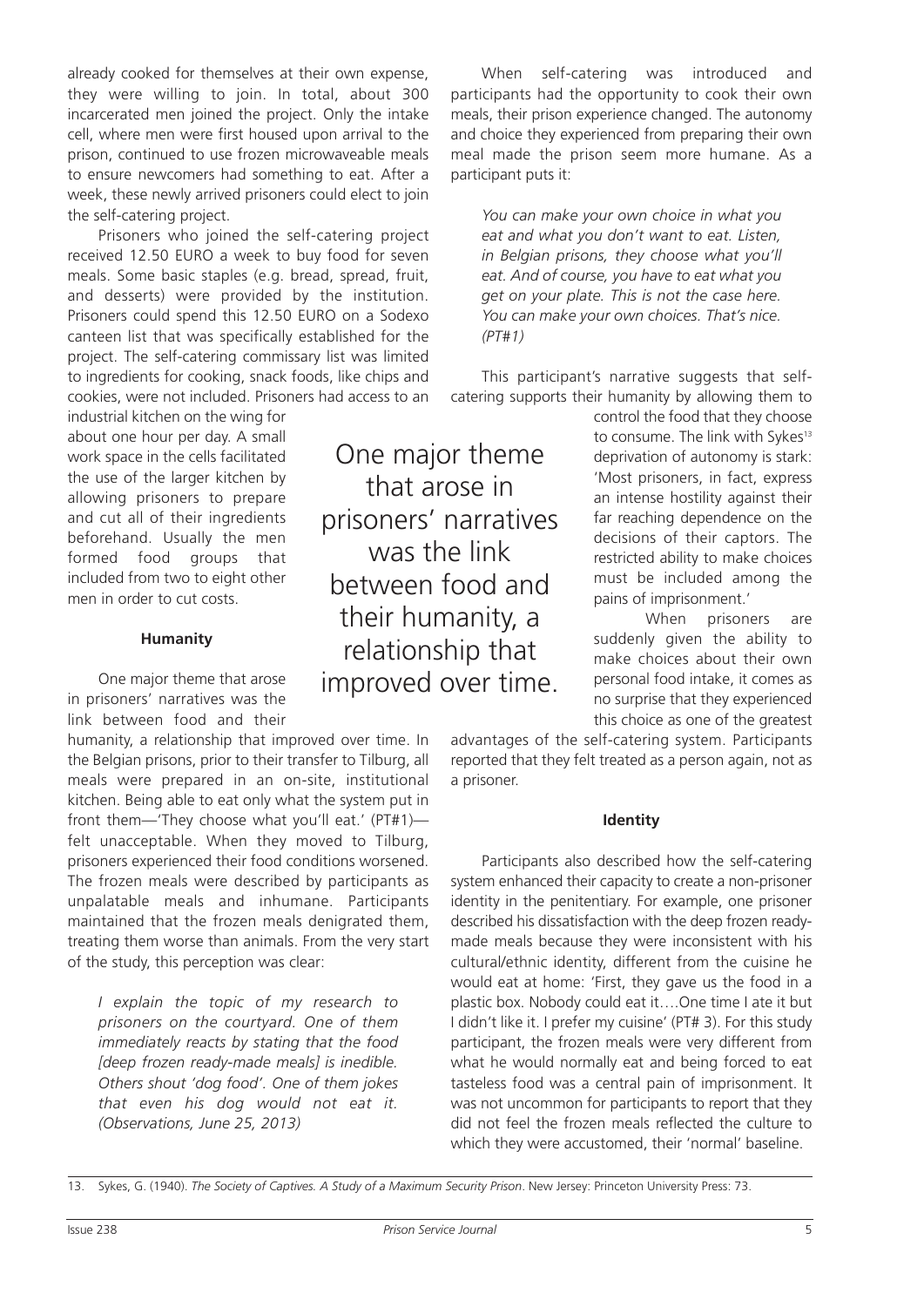already cooked for themselves at their own expense, they were willing to join. In total, about 300 incarcerated men joined the project. Only the intake cell, where men were first housed upon arrival to the prison, continued to use frozen microwaveable meals to ensure newcomers had something to eat. After a week, these newly arrived prisoners could elect to join the self-catering project.

Prisoners who joined the self-catering project received 12.50 EURO a week to buy food for seven meals. Some basic staples (e.g. bread, spread, fruit, and desserts) were provided by the institution. Prisoners could spend this 12.50 EURO on a Sodexo canteen list that was specifically established for the project. The self-catering commissary list was limited to ingredients for cooking, snack foods, like chips and cookies, were not included. Prisoners had access to an industrial kitchen on the wing for about one hour per day. A small work space in the cells facilitated the use of the larger kitchen by allowing prisoners to prepare and cut all of their ingredients beforehand. Usually the men formed food groups that included from two to eight other men in order to cut costs.

**Humanity**

One major theme that arose in prisoners' narratives was the link between food and their humanity, a relationship that improved over time. In the Belgian prisons, prior to their transfer to Tilburg, all meals were prepared in an on-site, institutional kitchen. Being able to eat only what the system put in front them—'They choose what you'll eat.' (PT#1)—felt unacceptable. When they moved to Tilburg, prisoners experienced their food conditions worsened. The frozen meals were described by participants as unpalatable meals and inhumane. Participants maintained that the frozen meals denigrated them, treating them worse than animals. From the very start of the study, this perception was clear:

> *I explain the topic of my research to prisoners on the courtyard. One of them immediately reacts by stating that the food [deep frozen ready-made meals] is inedible. Others shout 'dog food'. One of them jokes that even his dog would not eat it. (Observations, June 25, 2013)*

When self-catering was introduced and participants had the opportunity to cook their own meals, their prison experience changed. The autonomy and choice they experienced from preparing their own meal made the prison seem more humane. As a participant puts it:

> *You can make your own choice in what you eat and what you don't want to eat. Listen, in Belgian prisons, they choose what you'll eat. And of course, you have to eat what you get on your plate. This is not the case here. You can make your own choices. That's nice. (PT#1)*

This participant's narrative suggests that self-catering supports their humanity by allowing them to control the food that they choose to consume. The link with Sykes[13] deprivation of autonomy is stark: 'Most prisoners, in fact, express an intense hostility against their far reaching dependence on the decisions of their captors. The restricted ability to make choices must be included among the pains of imprisonment.'

When prisoners are suddenly given the ability to make choices about their own personal food intake, it comes as no surprise that they experienced this choice as one of the greatest advantages of the self-catering system. Participants reported that they felt treated as a person again, not as a prisoner.

> One major theme that arose in prisoners' narratives was the link between food and their humanity, a relationship that improved over time.

**Identity**

Participants also described how the self-catering system enhanced their capacity to create a non-prisoner identity in the penitentiary. For example, one prisoner described his dissatisfaction with the deep frozen ready-made meals because they were inconsistent with his cultural/ethnic identity, different from the cuisine he would eat at home: 'First, they gave us the food in a plastic box. Nobody could eat it….One time I ate it but I didn't like it. I prefer my cuisine' (PT# 3). For this study participant, the frozen meals were very different from what he would normally eat and being forced to eat tasteless food was a central pain of imprisonment. It was not uncommon for participants to report that they did not feel the frozen meals reflected the culture to which they were accustomed, their 'normal' baseline.

13. Sykes, G. (1940). *The Society of Captives. A Study of a Maximum Security Prison*. New Jersey: Princeton University Press: 73.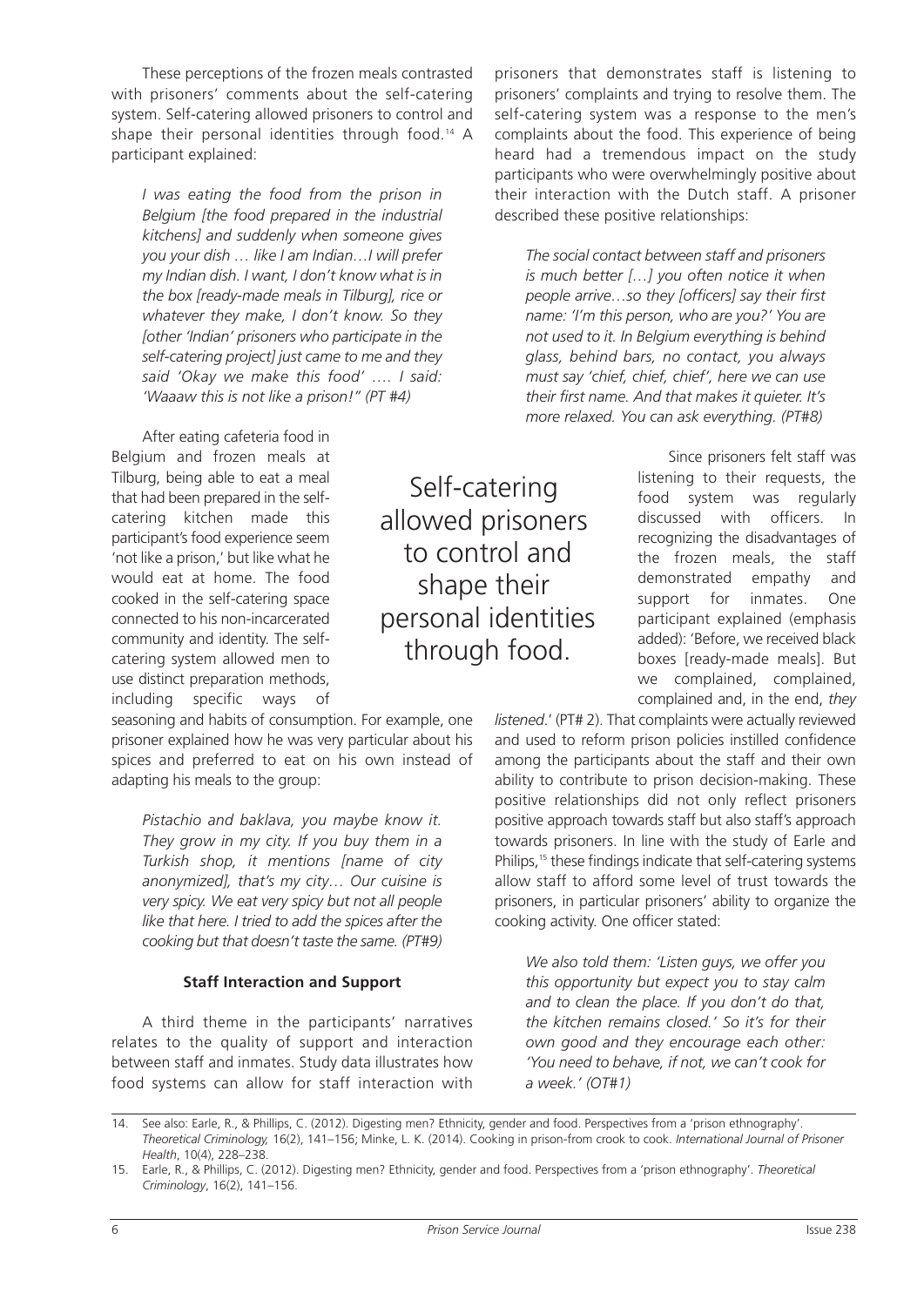These perceptions of the frozen meals contrasted with prisoners' comments about the self-catering system. Self-catering allowed prisoners to control and shape their personal identities through food.[14] A participant explained:

> *I was eating the food from the prison in Belgium [the food prepared in the industrial kitchens] and suddenly when someone gives you your dish … like I am Indian…I will prefer my Indian dish. I want, I don't know what is in the box [ready-made meals in Tilburg], rice or whatever they make, I don't know. So they [other 'Indian' prisoners who participate in the self-catering project] just came to me and they said 'Okay we make this food' …. I said: 'Waaaw this is not like a prison!" (PT #4)*

After eating cafeteria food in Belgium and frozen meals at Tilburg, being able to eat a meal that had been prepared in the self-catering kitchen made this participant's food experience seem 'not like a prison,' but like what he would eat at home. The food cooked in the self-catering space connected to his non-incarcerated community and identity. The self-catering system allowed men to use distinct preparation methods, including specific ways of seasoning and habits of consumption. For example, one prisoner explained how he was very particular about his spices and preferred to eat on his own instead of adapting his meals to the group:

> *Pistachio and baklava, you maybe know it. They grow in my city. If you buy them in a Turkish shop, it mentions [name of city anonymized], that's my city… Our cuisine is very spicy. We eat very spicy but not all people like that here. I tried to add the spices after the cooking but that doesn't taste the same. (PT#9)*

Self-catering allowed prisoners to control and shape their personal identities through food.

### Staff Interaction and Support

A third theme in the participants' narratives relates to the quality of support and interaction between staff and inmates. Study data illustrates how food systems can allow for staff interaction with prisoners that demonstrates staff is listening to prisoners' complaints and trying to resolve them. The self-catering system was a response to the men's complaints about the food. This experience of being heard had a tremendous impact on the study participants who were overwhelmingly positive about their interaction with the Dutch staff. A prisoner described these positive relationships:

> *The social contact between staff and prisoners is much better […] you often notice it when people arrive…so they [officers] say their first name: 'I'm this person, who are you?' You are not used to it. In Belgium everything is behind glass, behind bars, no contact, you always must say 'chief, chief, chief', here we can use their first name. And that makes it quieter. It's more relaxed. You can ask everything. (PT#8)*

Since prisoners felt staff was listening to their requests, the food system was regularly discussed with officers. In recognizing the disadvantages of the frozen meals, the staff demonstrated empathy and support for inmates. One participant explained (emphasis added): 'Before, we received black boxes [ready-made meals]. But we complained, complained, complained and, in the end, *they listened*.' (PT# 2). That complaints were actually reviewed and used to reform prison policies instilled confidence among the participants about the staff and their own ability to contribute to prison decision-making. These positive relationships did not only reflect prisoners positive approach towards staff but also staff's approach towards prisoners. In line with the study of Earle and Philips,[15] these findings indicate that self-catering systems allow staff to afford some level of trust towards the prisoners, in particular prisoners' ability to organize the cooking activity. One officer stated:

> *We also told them: 'Listen guys, we offer you this opportunity but expect you to stay calm and to clean the place. If you don't do that, the kitchen remains closed.' So it's for their own good and they encourage each other: 'You need to behave, if not, we can't cook for a week.' (OT#1)*

---

14. See also: Earle, R., & Phillips, C. (2012). Digesting men? Ethnicity, gender and food. Perspectives from a 'prison ethnography'. *Theoretical Criminology,* 16(2), 141–156; Minke, L. K. (2014). Cooking in prison-from crook to cook. *International Journal of Prisoner Health*, 10(4), 228–238.
15. Earle, R., & Phillips, C. (2012). Digesting men? Ethnicity, gender and food. Perspectives from a 'prison ethnography'. *Theoretical Criminology*, 16(2), 141–156.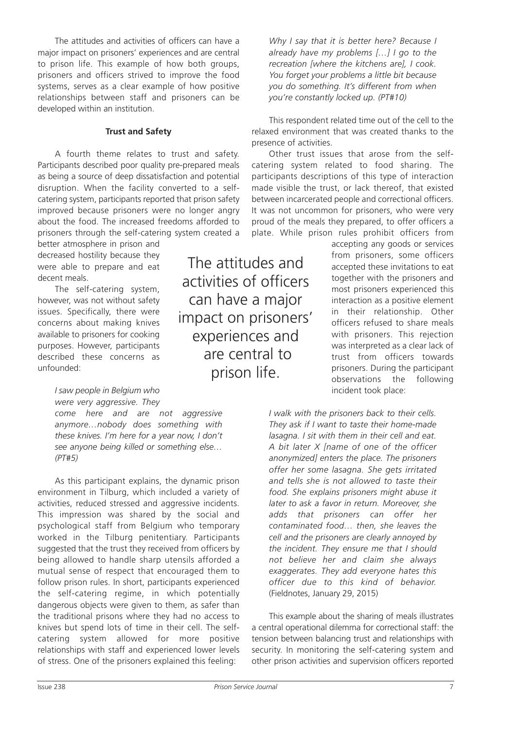The attitudes and activities of officers can have a major impact on prisoners' experiences and are central to prison life. This example of how both groups, prisoners and officers strived to improve the food systems, serves as a clear example of how positive relationships between staff and prisoners can be developed within an institution.

### Trust and Safety

A fourth theme relates to trust and safety. Participants described poor quality pre-prepared meals as being a source of deep dissatisfaction and potential disruption. When the facility converted to a self-catering system, participants reported that prison safety improved because prisoners were no longer angry about the food. The increased freedoms afforded to prisoners through the self-catering system created a better atmosphere in prison and decreased hostility because they were able to prepare and eat decent meals.

The self-catering system, however, was not without safety issues. Specifically, there were concerns about making knives available to prisoners for cooking purposes. However, participants described these concerns as unfounded:

> *I saw people in Belgium who were very aggressive. They come here and are not aggressive anymore…nobody does something with these knives. I'm here for a year now, I don't see anyone being killed or something else… (PT#5)*

As this participant explains, the dynamic prison environment in Tilburg, which included a variety of activities, reduced stressed and aggressive incidents. This impression was shared by the social and psychological staff from Belgium who temporary worked in the Tilburg penitentiary. Participants suggested that the trust they received from officers by being allowed to handle sharp utensils afforded a mutual sense of respect that encouraged them to follow prison rules. In short, participants experienced the self-catering regime, in which potentially dangerous objects were given to them, as safer than the traditional prisons where they had no access to knives but spend lots of time in their cell. The self-catering system allowed for more positive relationships with staff and experienced lower levels of stress. One of the prisoners explained this feeling:

> *Why I say that it is better here? Because I already have my problems […] I go to the recreation [where the kitchens are], I cook. You forget your problems a little bit because you do something. It's different from when you're constantly locked up. (PT#10)*

This respondent related time out of the cell to the relaxed environment that was created thanks to the presence of activities.

Other trust issues that arose from the self-catering system related to food sharing. The participants descriptions of this type of interaction made visible the trust, or lack thereof, that existed between incarcerated people and correctional officers. It was not uncommon for prisoners, who were very proud of the meals they prepared, to offer officers a plate. While prison rules prohibit officers from accepting any goods or services from prisoners, some officers accepted these invitations to eat together with the prisoners and most prisoners experienced this interaction as a positive element in their relationship. Other officers refused to share meals with prisoners. This rejection was interpreted as a clear lack of trust from officers towards prisoners. During the participant observations the following incident took place:

> *I walk with the prisoners back to their cells. They ask if I want to taste their home-made lasagna. I sit with them in their cell and eat. A bit later X [name of one of the officer anonymized] enters the place. The prisoners offer her some lasagna. She gets irritated and tells she is not allowed to taste their food. She explains prisoners might abuse it later to ask a favor in return. Moreover, she adds that prisoners can offer her contaminated food… then, she leaves the cell and the prisoners are clearly annoyed by the incident. They ensure me that I should not believe her and claim she always exaggerates. They add everyone hates this officer due to this kind of behavior.* (Fieldnotes, January 29, 2015)

This example about the sharing of meals illustrates a central operational dilemma for correctional staff: the tension between balancing trust and relationships with security. In monitoring the self-catering system and other prison activities and supervision officers reported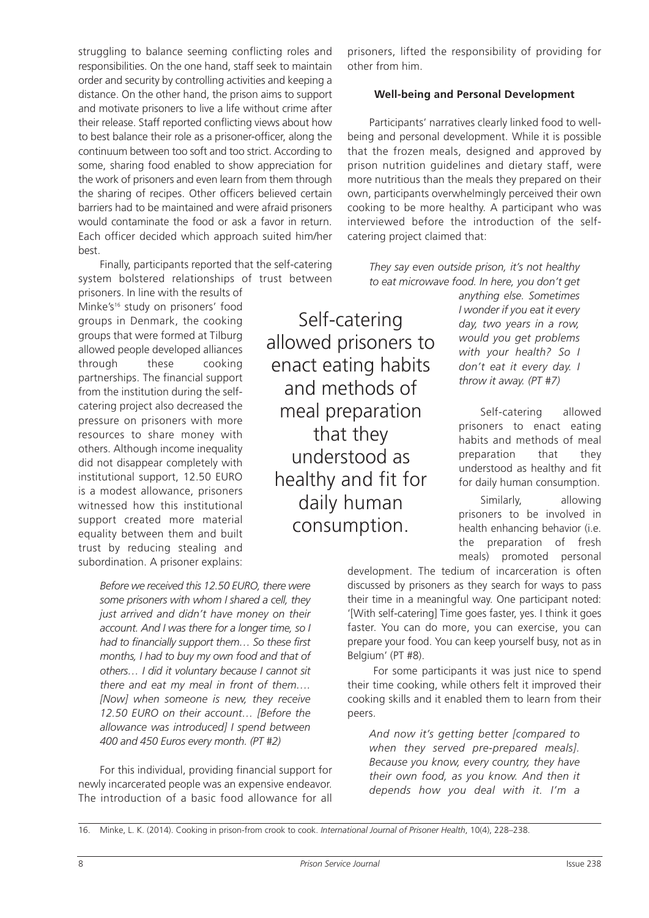struggling to balance seeming conflicting roles and responsibilities. On the one hand, staff seek to maintain order and security by controlling activities and keeping a distance. On the other hand, the prison aims to support and motivate prisoners to live a life without crime after their release. Staff reported conflicting views about how to best balance their role as a prisoner-officer, along the continuum between too soft and too strict. According to some, sharing food enabled to show appreciation for the work of prisoners and even learn from them through the sharing of recipes. Other officers believed certain barriers had to be maintained and were afraid prisoners would contaminate the food or ask a favor in return. Each officer decided which approach suited him/her best.

Finally, participants reported that the self-catering system bolstered relationships of trust between prisoners. In line with the results of Minke's[16] study on prisoners' food groups in Denmark, the cooking groups that were formed at Tilburg allowed people developed alliances through these cooking partnerships. The financial support from the institution during the self-catering project also decreased the pressure on prisoners with more resources to share money with others. Although income inequality did not disappear completely with institutional support, 12.50 EURO is a modest allowance, prisoners witnessed how this institutional support created more material equality between them and built trust by reducing stealing and subordination. A prisoner explains:

> *Before we received this 12.50 EURO, there were some prisoners with whom I shared a cell, they just arrived and didn't have money on their account. And I was there for a longer time, so I had to financially support them… So these first months, I had to buy my own food and that of others… I did it voluntary because I cannot sit there and eat my meal in front of them…. [Now] when someone is new, they receive 12.50 EURO on their account… [Before the allowance was introduced] I spend between 400 and 450 Euros every month. (PT #2)*

For this individual, providing financial support for newly incarcerated people was an expensive endeavor. The introduction of a basic food allowance for all prisoners, lifted the responsibility of providing for other from him.

**Well-being and Personal Development**

Participants' narratives clearly linked food to well-being and personal development. While it is possible that the frozen meals, designed and approved by prison nutrition guidelines and dietary staff, were more nutritious than the meals they prepared on their own, participants overwhelmingly perceived their own cooking to be more healthy. A participant who was interviewed before the introduction of the self-catering project claimed that:

> *They say even outside prison, it's not healthy to eat microwave food. In here, you don't get anything else. Sometimes I wonder if you eat it every day, two years in a row, would you get problems with your health? So I don't eat it every day. I throw it away. (PT #7)*

Self-catering allowed prisoners to enact eating habits and methods of meal preparation that they understood as healthy and fit for daily human consumption.

Similarly, allowing prisoners to be involved in health enhancing behavior (i.e. the preparation of fresh meals) promoted personal development. The tedium of incarceration is often discussed by prisoners as they search for ways to pass their time in a meaningful way. One participant noted: '[With self-catering] Time goes faster, yes. I think it goes faster. You can do more, you can exercise, you can prepare your food. You can keep yourself busy, not as in Belgium' (PT #8).

For some participants it was just nice to spend their time cooking, while others felt it improved their cooking skills and it enabled them to learn from their peers.

> *And now it's getting better [compared to when they served pre-prepared meals]. Because you know, every country, they have their own food, as you know. And then it depends how you deal with it. I'm a*

16. Minke, L. K. (2014). Cooking in prison-from crook to cook. *International Journal of Prisoner Health*, 10(4), 228–238.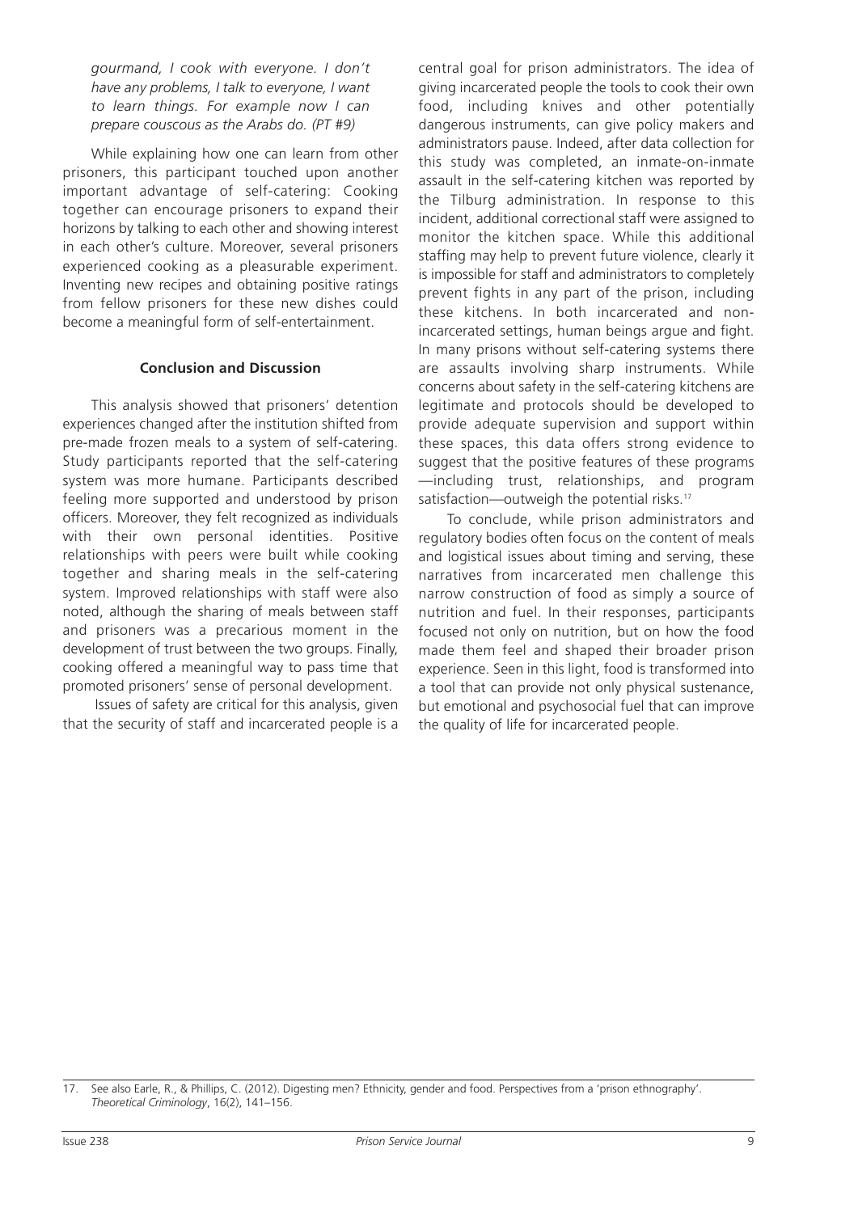*gourmand, I cook with everyone. I don't have any problems, I talk to everyone, I want to learn things. For example now I can prepare couscous as the Arabs do. (PT #9)*

While explaining how one can learn from other prisoners, this participant touched upon another important advantage of self-catering: Cooking together can encourage prisoners to expand their horizons by talking to each other and showing interest in each other's culture. Moreover, several prisoners experienced cooking as a pleasurable experiment. Inventing new recipes and obtaining positive ratings from fellow prisoners for these new dishes could become a meaningful form of self-entertainment.

### Conclusion and Discussion

This analysis showed that prisoners' detention experiences changed after the institution shifted from pre-made frozen meals to a system of self-catering. Study participants reported that the self-catering system was more humane. Participants described feeling more supported and understood by prison officers. Moreover, they felt recognized as individuals with their own personal identities. Positive relationships with peers were built while cooking together and sharing meals in the self-catering system. Improved relationships with staff were also noted, although the sharing of meals between staff and prisoners was a precarious moment in the development of trust between the two groups. Finally, cooking offered a meaningful way to pass time that promoted prisoners' sense of personal development.

Issues of safety are critical for this analysis, given that the security of staff and incarcerated people is a central goal for prison administrators. The idea of giving incarcerated people the tools to cook their own food, including knives and other potentially dangerous instruments, can give policy makers and administrators pause. Indeed, after data collection for this study was completed, an inmate-on-inmate assault in the self-catering kitchen was reported by the Tilburg administration. In response to this incident, additional correctional staff were assigned to monitor the kitchen space. While this additional staffing may help to prevent future violence, clearly it is impossible for staff and administrators to completely prevent fights in any part of the prison, including these kitchens. In both incarcerated and non-incarcerated settings, human beings argue and fight. In many prisons without self-catering systems there are assaults involving sharp instruments. While concerns about safety in the self-catering kitchens are legitimate and protocols should be developed to provide adequate supervision and support within these spaces, this data offers strong evidence to suggest that the positive features of these programs —including trust, relationships, and program satisfaction—outweigh the potential risks.[17]

To conclude, while prison administrators and regulatory bodies often focus on the content of meals and logistical issues about timing and serving, these narratives from incarcerated men challenge this narrow construction of food as simply a source of nutrition and fuel. In their responses, participants focused not only on nutrition, but on how the food made them feel and shaped their broader prison experience. Seen in this light, food is transformed into a tool that can provide not only physical sustenance, but emotional and psychosocial fuel that can improve the quality of life for incarcerated people.

---

17. See also Earle, R., & Phillips, C. (2012). Digesting men? Ethnicity, gender and food. Perspectives from a 'prison ethnography'. *Theoretical Criminology*, 16(2), 141–156.